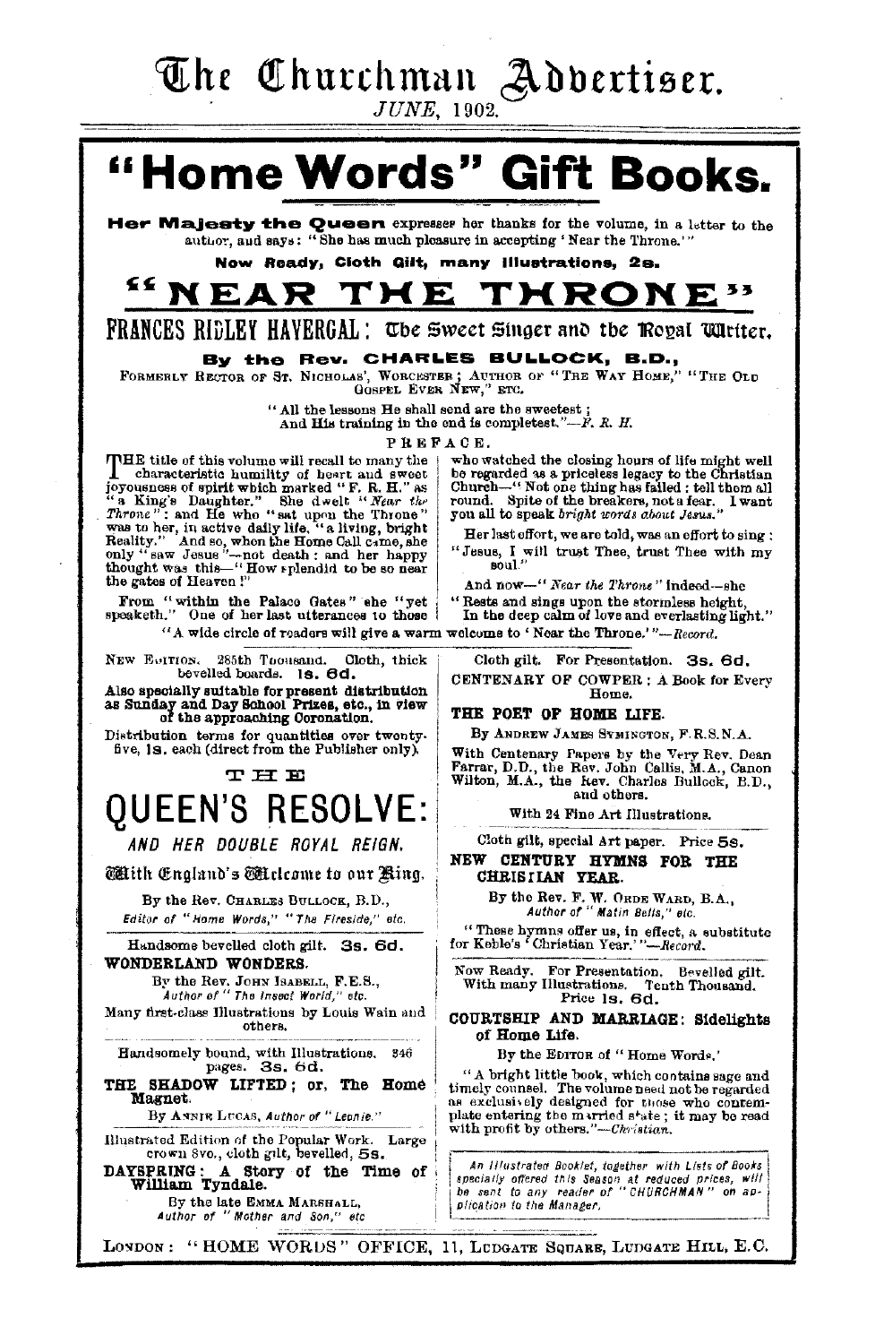# The Churchman Advertiser.

*JUNE*, 1902.

# "Home Words" Gift Books.

**Her Majesty the Queen** expresses her thanks for the volume, in a letter to the author, and says: "She has much pleasure in accepting 'Near the Throne.'"

**Now Ready, Cloth Gilt, many Illustrations, 2s.**

## "NEAR THE THRONE"

### FRANCES RIDLEY HAVERGAL: The Sweet Singer and the Royal Writer.

**By the Rev. CHARLES BULLOCK, B.D.,**

FORMERLY RECTOR OF ST. NICHOLAS', WORCESTER; AUTHOR OF "THE WAY HOME," "THE OLD GOSPEL EVER NEW," ETC.

"All the lessons He shall send are the sweetest;
And His training in the end is completest."—*F. R. H.*

PREFACE.

THE title of this volume will recall to many the characteristic humility of heart and sweet joyousness of spirit which marked "F. R. H." as "a King's Daughter." She dwelt "*Near the Throne*": and He who "sat upon the Throne" was to her, in active daily life, "a living, bright Reality." And so, when the Home Call came, she only "saw Jesus"—not death: and her happy thought was this—"How splendid to be so near the gates of Heaven!"

From "within the Palace Gates" she "yet speaketh." One of her last utterances to those who watched the closing hours of life might well be regarded as a priceless legacy to the Christian Church—"Not one thing has failed: tell them all round. Spite of the breakers, not a fear. I want you all to speak *bright words about Jesus.*"

Her last effort, we are told, was an effort to sing:
"Jesus, I will trust Thee, trust Thee with my soul."

And now—"*Near the Throne*" indeed—she
"Rests and sings upon the stormless height,
In the deep calm of love and everlasting light."

"A wide circle of readers will give a warm welcome to 'Near the Throne.'"—*Record.*

---

NEW EDITION. 285th Thousand. Cloth, thick bevelled boards. **1s. 6d.**

**Also specially suitable for present distribution as Sunday and Day School Prizes, etc., in view of the approaching Coronation.**

Distribution terms for quantities over twenty-five, **1s.** each (direct from the Publisher only).

THE

## QUEEN'S RESOLVE:

*AND HER DOUBLE ROYAL REIGN.*

**With England's Welcome to our King.**

By the Rev. CHARLES BULLOCK, B.D.,
*Editor of "Home Words," "The Fireside," etc.*

---

Handsome bevelled cloth gilt. **3s. 6d.**

**WONDERLAND WONDERS.**

By the Rev. JOHN ISABELL, F.E.S.,
*Author of "The Insect World," etc.*

Many first-class Illustrations by Louis Wain and others.

---

Handsomely bound, with Illustrations. 346 pages. **3s. 6d.**

**THE SHADOW LIFTED; or, The Home Magnet.**

By ANNIE LUCAS, *Author of "Leonie."*

---

Illustrated Edition of the Popular Work. Large crown 8vo., cloth gilt, bevelled, **5s.**

**DAYSPRING: A Story of the Time of William Tyndale.**

By the late EMMA MARSHALL,
*Author of "Mother and Son," etc*

---

Cloth gilt. For Presentation. **3s. 6d.**

CENTENARY OF COWPER: A Book for Every Home.

**THE POET OF HOME LIFE.**

By ANDREW JAMES SYMINGTON, F.R.S.N.A.

With Centenary Papers by the Very Rev. Dean Farrar, D.D., the Rev. John Callis, M.A., Canon Wilton, M.A., the Rev. Charles Bullock, B.D., and others.

With 24 Fine Art Illustrations.

---

Cloth gilt, special Art paper. Price **5s.**

**NEW CENTURY HYMNS FOR THE CHRISTIAN YEAR.**

By the Rev. F. W. ORDE WARD, B.A.,
*Author of "Matin Bells," etc.*

"These hymns offer us, in effect, a substitute for Keble's 'Christian Year.'"—*Record.*

---

Now Ready. For Presentation. Bevelled gilt. With many Illustrations. Tenth Thousand. Price **1s. 6d.**

**COURTSHIP AND MARRIAGE: Sidelights of Home Life.**

By the EDITOR of "Home Words."

"A bright little book, which contains sage and timely counsel. The volume need not be regarded as exclusively designed for those who contemplate entering the married state; it may be read with profit by others."—*Christian.*

*An Illustrated Booklet, together with Lists of Books specially offered this Season at reduced prices, will be sent to any reader of "CHURCHMAN" on application to the Manager.*

---

LONDON: "HOME WORDS" OFFICE, 11, LUDGATE SQUARE, LUDGATE HILL, E.C.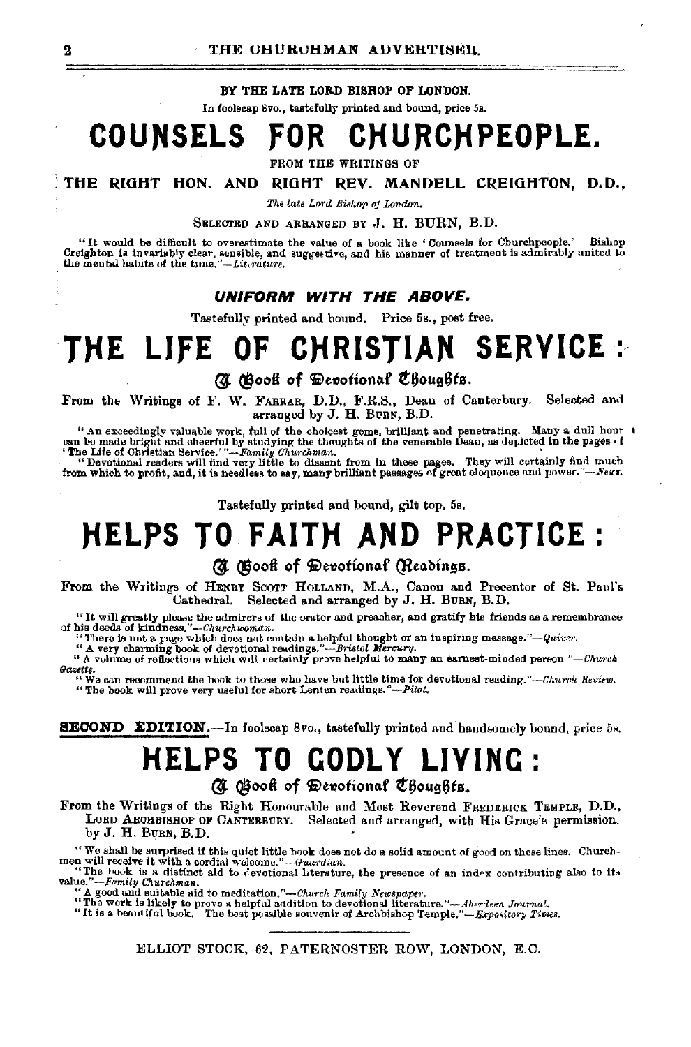BY THE LATE LORD BISHOP OF LONDON.

In foolscap 8vo., tastefully printed and bound, price 5s.

# COUNSELS FOR CHURCHPEOPLE.

FROM THE WRITINGS OF

**THE RIGHT HON. AND RIGHT REV. MANDELL CREIGHTON, D.D.,**

*The late Lord Bishop of London.*

SELECTED AND ARRANGED BY J. H. BURN, B.D.

"It would be difficult to overestimate the value of a book like 'Counsels for Churchpeople.' Bishop Creighton is invariably clear, sensible, and suggestive, and his manner of treatment is admirably united to the mental habits of the time."—*Literature.*

### *UNIFORM WITH THE ABOVE.*

Tastefully printed and bound. Price 5s., post free.

# THE LIFE OF CHRISTIAN SERVICE:

## A Book of Devotional Thoughts.

From the Writings of F. W. FARRAR, D.D., F.R.S., Dean of Canterbury. Selected and arranged by J. H. BURN, B.D.

"An exceedingly valuable work, full of the choicest gems, brilliant and penetrating. Many a dull hour can be made bright and cheerful by studying the thoughts of the venerable Dean, as depicted in the pages of 'The Life of Christian Service.'"—*Family Churchman.*

"Devotional readers will find very little to dissent from in these pages. They will certainly find much from which to profit, and, it is needless to say, many brilliant passages of great eloquence and power."—*News.*

Tastefully printed and bound, gilt top, 5s.

# HELPS TO FAITH AND PRACTICE:

## A Book of Devotional Readings.

From the Writings of HENRY SCOTT HOLLAND, M.A., Canon and Precentor of St. Paul's Cathedral. Selected and arranged by J. H. BURN, B.D.

"It will greatly please the admirers of the orator and preacher, and gratify his friends as a remembrance of his deeds of kindness."—*Churchwoman.*

"There is not a page which does not contain a helpful thought or an inspiring message."—*Quiver.*

"A very charming book of devotional readings."—*Bristol Mercury.*

"A volume of reflections which will certainly prove helpful to many an earnest-minded person."—*Church Gazette.*

"We can recommend the book to those who have but little time for devotional reading."—*Church Review.*

"The book will prove very useful for short Lenten readings."—*Pilot.*

**SECOND EDITION.**—In foolscap 8vo., tastefully printed and handsomely bound, price 5s.

# HELPS TO GODLY LIVING:

## A Book of Devotional Thoughts.

From the Writings of the Right Honourable and Most Reverend FREDERICK TEMPLE, D.D., LORD ARCHBISHOP OF CANTERBURY. Selected and arranged, with His Grace's permission, by J. H. BURN, B.D.

"We shall be surprised if this quiet little book does not do a solid amount of good on these lines. Churchmen will receive it with a cordial welcome."—*Guardian.*

"The book is a distinct aid to devotional literature, the presence of an index contributing also to its value."—*Family Churchman.*

"A good and suitable aid to meditation."—*Church Family Newspaper.*

"The work is likely to prove a helpful addition to devotional literature."—*Aberdeen Journal.*

"It is a beautiful book. The best possible souvenir of Archbishop Temple."—*Expository Times.*

ELLIOT STOCK, 62, PATERNOSTER ROW, LONDON, E.C.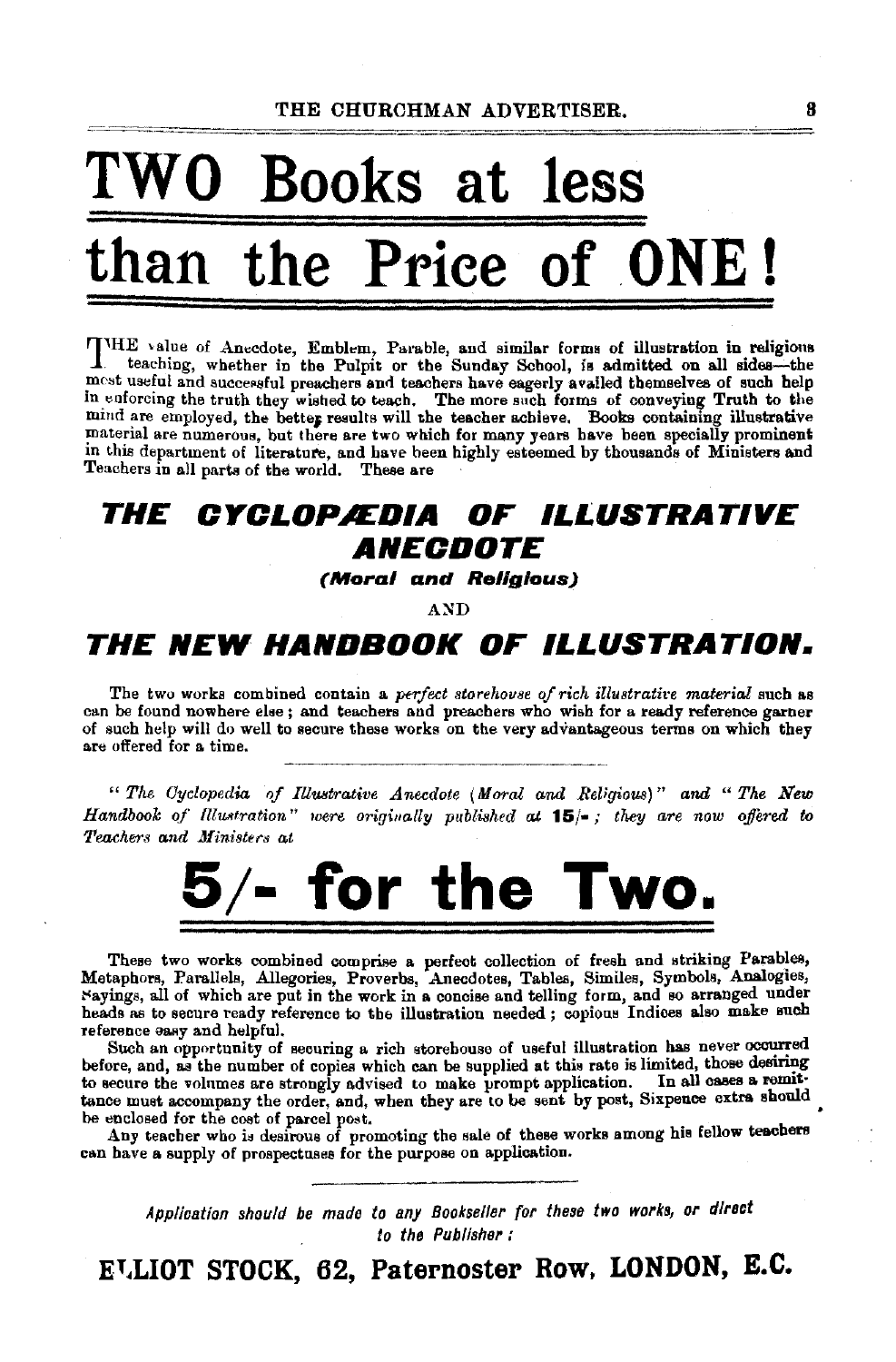# TWO Books at less than the Price of ONE!

THE value of Anecdote, Emblem, Parable, and similar forms of illustration in religious teaching, whether in the Pulpit or the Sunday School, is admitted on all sides—the most useful and successful preachers and teachers have eagerly availed themselves of such help in enforcing the truth they wished to teach. The more such forms of conveying Truth to the mind are employed, the better results will the teacher achieve. Books containing illustrative material are numerous, but there are two which for many years have been specially prominent in this department of literature, and have been highly esteemed by thousands of Ministers and Teachers in all parts of the world. These are

## THE CYCLOPÆDIA OF ILLUSTRATIVE ANECDOTE

***(Moral and Religious)***

AND

## THE NEW HANDBOOK OF ILLUSTRATION.

The two works combined contain a *perfect storehouse of rich illustrative material* such as can be found nowhere else; and teachers and preachers who wish for a ready reference garner of such help will do well to secure these works on the very advantageous terms on which they are offered for a time.

---

*"The Cyclopedia of Illustrative Anecdote (Moral and Religious)" and "The New Handbook of Illustration" were originally published at* **15/-** *; they are now offered to Teachers and Ministers at*

# 5/- for the Two.

These two works combined comprise a perfect collection of fresh and striking Parables, Metaphors, Parallels, Allegories, Proverbs, Anecdotes, Tables, Similes, Symbols, Analogies, Sayings, all of which are put in the work in a concise and telling form, and so arranged under heads as to secure ready reference to the illustration needed; copious Indices also make such reference easy and helpful.

Such an opportunity of securing a rich storehouse of useful illustration has never occurred before, and, as the number of copies which can be supplied at this rate is limited, those desiring to secure the volumes are strongly advised to make prompt application. In all cases a remittance must accompany the order, and, when they are to be sent by post, Sixpence extra should be enclosed for the cost of parcel post.

Any teacher who is desirous of promoting the sale of these works among his fellow teachers can have a supply of prospectuses for the purpose on application.

---

*Application should be made to any Bookseller for these two works, or direct to the Publisher:*

**ELLIOT STOCK, 62, Paternoster Row, LONDON, E.C.**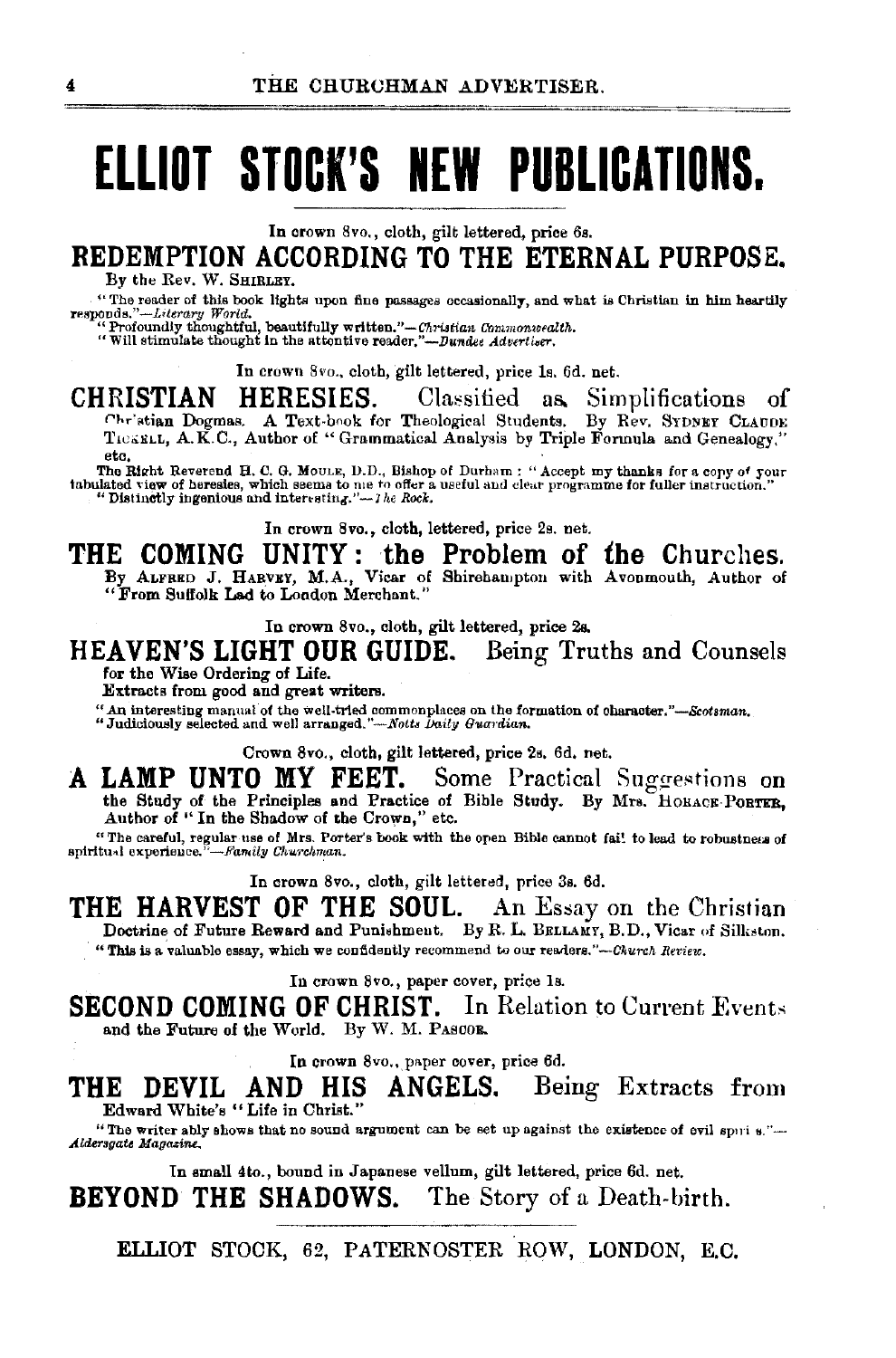# ELLIOT STOCK'S NEW PUBLICATIONS.

In crown 8vo., cloth, gilt lettered, price 6s.

## REDEMPTION ACCORDING TO THE ETERNAL PURPOSE.

By the Rev. W. SHIRLEY.

"The reader of this book lights upon fine passages occasionally, and what is Christian in him heartily responds."—*Literary World.*

"Profoundly thoughtful, beautifully written."—*Christian Commonwealth.*

"Will stimulate thought in the attentive reader."—*Dundee Advertiser.*

In crown 8vo., cloth, gilt lettered, price 1s. 6d. net.

## CHRISTIAN HERESIES. Classified as Simplifications of

Christian Dogmas. A Text-book for Theological Students. By Rev. SYDNEY CLAUDE TICKELL, A.K.C., Author of "Grammatical Analysis by Triple Formula and Genealogy," etc.

The Right Reverend H. C. G. MOULE, D.D., Bishop of Durham: "Accept my thanks for a copy of your tabulated view of heresies, which seems to me to offer a useful and clear programme for fuller instruction."

"Distinctly ingenious and interesting."—*The Rock.*

In crown 8vo., cloth, lettered, price 2s. net.

## THE COMING UNITY: the Problem of the Churches.

By ALFRED J. HARVEY, M.A., Vicar of Shirehampton with Avonmouth, Author of "From Suffolk Lad to London Merchant."

In crown 8vo., cloth, gilt lettered, price 2s.

## HEAVEN'S LIGHT OUR GUIDE. Being Truths and Counsels

for the Wise Ordering of Life.

Extracts from good and great writers.

"An interesting manual of the well-tried commonplaces on the formation of character."—*Scotsman.*

"Judiciously selected and well arranged."—*Notts Daily Guardian.*

Crown 8vo., cloth, gilt lettered, price 2s. 6d. net.

## A LAMP UNTO MY FEET. Some Practical Suggestions on

the Study of the Principles and Practice of Bible Study. By Mrs. HORACE PORTER, Author of "In the Shadow of the Crown," etc.

"The careful, regular use of Mrs. Porter's book with the open Bible cannot fail to lead to robustness of spiritual experience."—*Family Churchman.*

In crown 8vo., cloth, gilt lettered, price 3s. 6d.

## THE HARVEST OF THE SOUL. An Essay on the Christian

Doctrine of Future Reward and Punishment. By R. L. BELLAMY, B.D., Vicar of Silkston.

"This is a valuable essay, which we confidently recommend to our readers."—*Church Review.*

In crown 8vo., paper cover, price 1s.

## SECOND COMING OF CHRIST. In Relation to Current Events

and the Future of the World. By W. M. PASCOE.

In crown 8vo., paper cover, price 6d.

## THE DEVIL AND HIS ANGELS. Being Extracts from

Edward White's "Life in Christ."

"The writer ably shows that no sound argument can be set up against the existence of evil spirits."—*Aldersgate Magazine.*

In small 4to., bound in Japanese vellum, gilt lettered, price 6d. net.

## BEYOND THE SHADOWS. The Story of a Death-birth.

ELLIOT STOCK, 62, PATERNOSTER ROW, LONDON, E.C.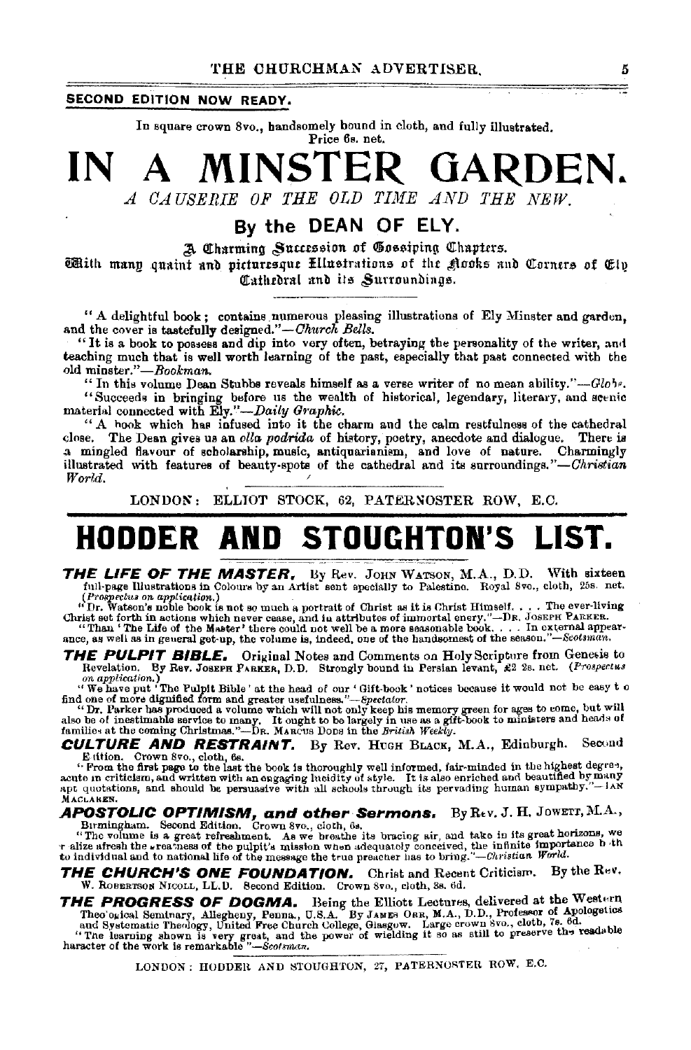**SECOND EDITION NOW READY.**

In square crown 8vo., handsomely bound in cloth, and fully illustrated.
Price 6s. net.

# IN A MINSTER GARDEN.

*A CAUSERIE OF THE OLD TIME AND THE NEW.*

## By the DEAN OF ELY.

A Charming Succession of Gossiping Chapters.

With many quaint and picturesque Illustrations of the Nooks and Corners of Ely Cathedral and its Surroundings.

"A delightful book; contains numerous pleasing illustrations of Ely Minster and garden, and the cover is tastefully designed."—*Church Bells.*

"It is a book to possess and dip into very often, betraying the personality of the writer, and teaching much that is well worth learning of the past, especially that past connected with the old minster."—*Bookman.*

"In this volume Dean Stubbs reveals himself as a verse writer of no mean ability."—*Globe.*

"Succeeds in bringing before us the wealth of historical, legendary, literary, and scenic material connected with Ely."—*Daily Graphic.*

"A book which has infused into it the charm and the calm restfulness of the cathedral close. The Dean gives us an *olla podrida* of history, poetry, anecdote and dialogue. There is a mingled flavour of scholarship, music, antiquarianism, and love of nature. Charmingly illustrated with features of beauty-spots of the cathedral and its surroundings."—*Christian World.*

LONDON: ELLIOT STOCK, 62, PATERNOSTER ROW, E.C.

# HODDER AND STOUGHTON'S LIST.

***THE LIFE OF THE MASTER.*** By Rev. JOHN WATSON, M.A., D.D. With sixteen full-page Illustrations in Colours by an Artist sent specially to Palestine. Royal 8vo., cloth, 25s. net. (*Prospectus on application.*)

"Dr. Watson's noble book is not so much a portrait of Christ as it is Christ Himself. . . . The ever-living Christ set forth in actions which never cease, and in attributes of immortal enery."—DR. JOSEPH PARKER.

"Than 'The Life of the Master' there could not well be a more seasonable book. . . . In external appearance, as well as in general get-up, the volume is, indeed, one of the handsomest of the season."—*Scotsman.*

***THE PULPIT BIBLE.*** Original Notes and Comments on Holy Scripture from Genesis to Revelation. By Rev. JOSEPH PARKER, D.D. Strongly bound in Persian levant, £2 2s. net. (*Prospectus on application.*)

"We have put 'The Pulpit Bible' at the head of our 'Gift-book' notices because it would not be easy to find one of more dignified form and greater usefulness."—*Spectator.*

"Dr. Parker has produced a volume which will not only keep his memory green for ages to come, but will also be of inestimable service to many. It ought to be largely in use as a gift-book to ministers and heads of families at the coming Christmas."—DR. MARCUS DODS in the *British Weekly.*

***CULTURE AND RESTRAINT.*** By Rev. HUGH BLACK, M.A., Edinburgh. Second Edition. Crown 8vo., cloth, 6s.

"From the first page to the last the book is thoroughly well informed, fair-minded in the highest degree, acute in criticism, and written with an engaging lucidity of style. It is also enriched and beautified by many apt quotations, and should be persuasive with all schools through its pervading human sympathy."—IAN MACLAREN.

***APOSTOLIC OPTIMISM, and other Sermons.*** By Rev. J. H. JOWETT, M.A., Birmingham. Second Edition. Crown 8vo., cloth, 6s.

"The volume is a great refreshment. As we breathe its bracing air, and take in its great horizons, we realize afresh the greatness of the pulpit's mission when adequately conceived, the infinite importance both to individual and to national life of the message the true preacher has to bring."—*Christian World.*

***THE CHURCH'S ONE FOUNDATION.*** Christ and Recent Criticism. By the Rev. W. ROBERTSON NICOLL, LL.D. Second Edition. Crown 8vo., cloth, 3s. 6d.

***THE PROGRESS OF DOGMA.*** Being the Elliott Lectures, delivered at the Western Theological Seminary, Allegheny, Penna., U.S.A. By JAMES ORR, M.A., D.D., Professor of Apologetics and Systematic Theology, United Free Church College, Glasgow. Large crown 8vo., cloth, 7s. 6d.

"The learning shown is very great, and the power of wielding it so as still to preserve the readable character of the work is remarkable."—*Scotsman.*

LONDON: HODDER AND STOUGHTON, 27, PATERNOSTER ROW, E.C.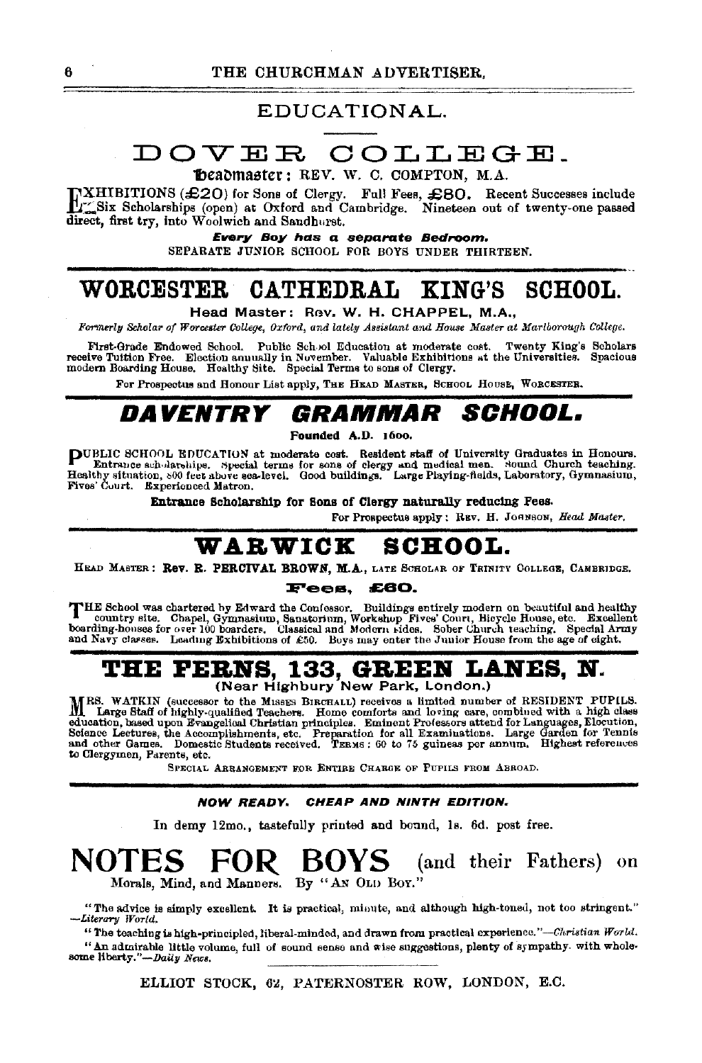## EDUCATIONAL.

# DOVER COLLEGE.

**Headmaster: REV. W. C. COMPTON, M.A.**

EXHIBITIONS (£20) for Sons of Clergy. Full Fees, £80. Recent Successes include Six Scholarships (open) at Oxford and Cambridge. Nineteen out of twenty-one passed direct, first try, into Woolwich and Sandhurst.

***Every Boy has a separate Bedroom.***

SEPARATE JUNIOR SCHOOL FOR BOYS UNDER THIRTEEN.

# WORCESTER CATHEDRAL KING'S SCHOOL.

**Head Master: Rev. W. H. CHAPPEL, M.A.,**

*Formerly Scholar of Worcester College, Oxford, and lately Assistant and House Master at Marlborough College.*

First-Grade Endowed School. Public School Education at moderate cost. Twenty King's Scholars receive Tuition Free. Election annually in November. Valuable Exhibitions at the Universities. Spacious modern Boarding House. Healthy Site. Special Terms to sons of Clergy.

For Prospectus and Honour List apply, THE HEAD MASTER, SCHOOL HOUSE, WORCESTER.

# *DAVENTRY GRAMMAR SCHOOL.*

**Founded A.D. 1600.**

PUBLIC SCHOOL EDUCATION at moderate cost. Resident staff of University Graduates in Honours. Entrance scholarships. Special terms for sons of clergy and medical men. Sound Church teaching. Healthy situation, 800 feet above sea-level. Good buildings. Large Playing-fields, Laboratory, Gymnasium, Fives' Court. Experienced Matron.

**Entrance Scholarship for Sons of Clergy naturally reducing Fees.**

For Prospectus apply: REV. H. JOHNSON, *Head Master.*

# WARWICK SCHOOL.

HEAD MASTER: **Rev. R. PERCIVAL BROWN, M.A.**, LATE SCHOLAR OF TRINITY COLLEGE, CAMBRIDGE.

**Fees, £60.**

THE School was chartered by Edward the Confessor. Buildings entirely modern on beautiful and healthy country site. Chapel, Gymnasium, Sanatorium, Workshop Fives' Court, Bicycle House, etc. Excellent boarding-houses for over 100 boarders. Classical and Modern sides. Sober Church teaching. Special Army and Navy classes. Leading Exhibitions of £50. Boys may enter the Junior House from the age of eight.

# THE FERNS, 133, GREEN LANES, N.

**(Near Highbury New Park, London.)**

MRS. WATKIN (successor to the MISSES BIRCHALL) receives a limited number of RESIDENT PUPILS. Large Staff of highly-qualified Teachers. Home comforts and loving care, combined with a high class education, based upon Evangelical Christian principles. Eminent Professors attend for Languages, Elocution, Science Lectures, the Accomplishments, etc. Preparation for all Examinations. Large Garden for Tennis and other Games. Domestic Students received. TERMS: 60 to 75 guineas per annum. Highest references to Clergymen, Parents, etc.

SPECIAL ARRANGEMENT FOR ENTIRE CHARGE OF PUPILS FROM ABROAD.

***NOW READY. CHEAP AND NINTH EDITION.***

In demy 12mo., tastefully printed and bound, 1s. 6d. post free.

# NOTES FOR BOYS (and their Fathers) on

Morals, Mind, and Manners. By "AN OLD BOY."

"The advice is simply excellent. It is practical, minute, and although high-toned, not too stringent." —*Literary World.*

"The teaching is high-principled, liberal-minded, and drawn from practical experience."—*Christian World.*

"An admirable little volume, full of sound sense and wise suggestions, plenty of sympathy with wholesome liberty."—*Daily News.*

ELLIOT STOCK, 62, PATERNOSTER ROW, LONDON, E.C.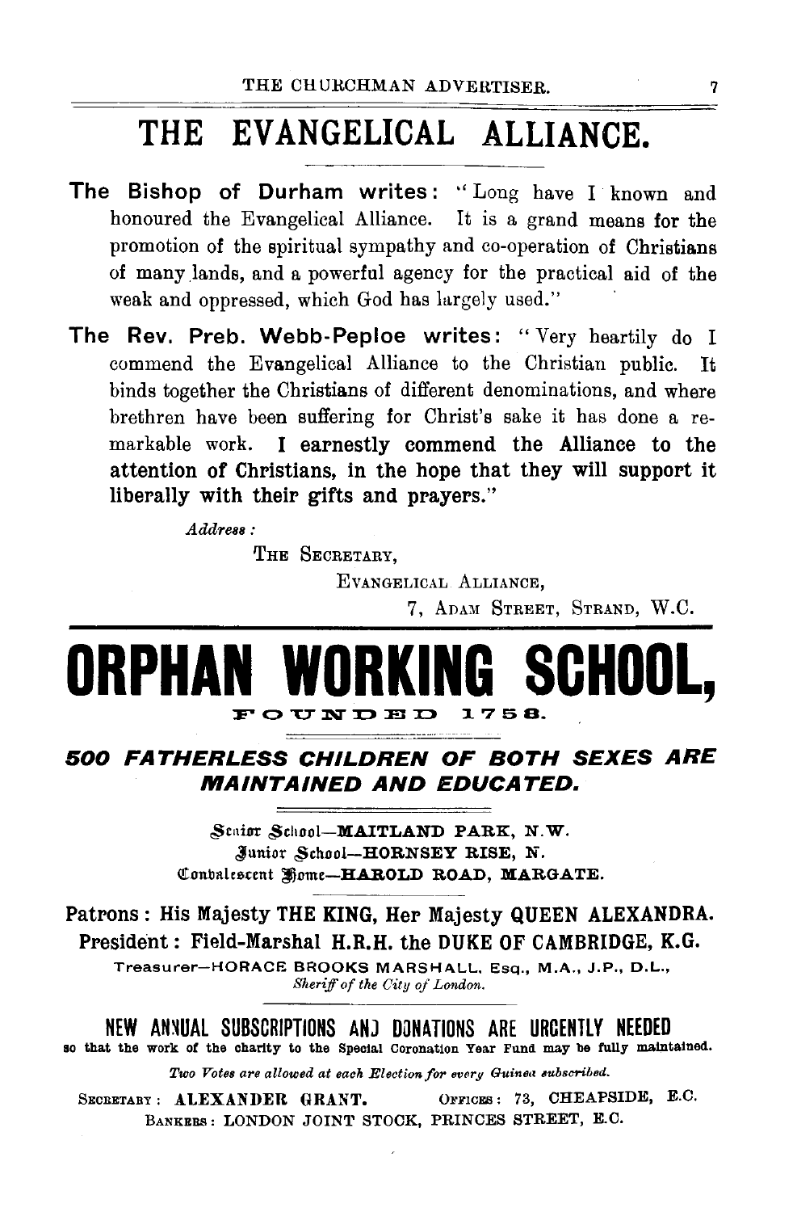# THE EVANGELICAL ALLIANCE.

**The Bishop of Durham writes:** "Long have I known and honoured the Evangelical Alliance. It is a grand means for the promotion of the spiritual sympathy and co-operation of Christians of many lands, and a powerful agency for the practical aid of the weak and oppressed, which God has largely used."

**The Rev. Preb. Webb-Peploe writes:** "Very heartily do I commend the Evangelical Alliance to the Christian public. It binds together the Christians of different denominations, and where brethren have been suffering for Christ's sake it has done a remarkable work. **I earnestly commend the Alliance to the attention of Christians, in the hope that they will support it liberally with their gifts and prayers.**"

*Address:*

THE SECRETARY,
EVANGELICAL ALLIANCE,
7, ADAM STREET, STRAND, W.C.

# ORPHAN WORKING SCHOOL,

FOUNDED 1758.

## *500 FATHERLESS CHILDREN OF BOTH SEXES ARE MAINTAINED AND EDUCATED.*

Senior School—**MAITLAND PARK, N.W.**
Junior School—**HORNSEY RISE, N.**
Convalescent Home—**HAROLD ROAD, MARGATE.**

**Patrons: His Majesty THE KING, Her Majesty QUEEN ALEXANDRA.**
**President: Field-Marshal H.R.H. the DUKE OF CAMBRIDGE, K.G.**

Treasurer—HORACE BROOKS MARSHALL, Esq., M.A., J.P., D.L.,
*Sheriff of the City of London.*

**NEW ANNUAL SUBSCRIPTIONS AND DONATIONS ARE URGENTLY NEEDED**
**so that the work of the charity to the Special Coronation Year Fund may be fully maintained.**

*Two Votes are allowed at each Election for every Guinea subscribed.*

SECRETARY: **ALEXANDER GRANT.** OFFICES: 73, CHEAPSIDE, E.C.
BANKERS: LONDON JOINT STOCK, PRINCES STREET, E.C.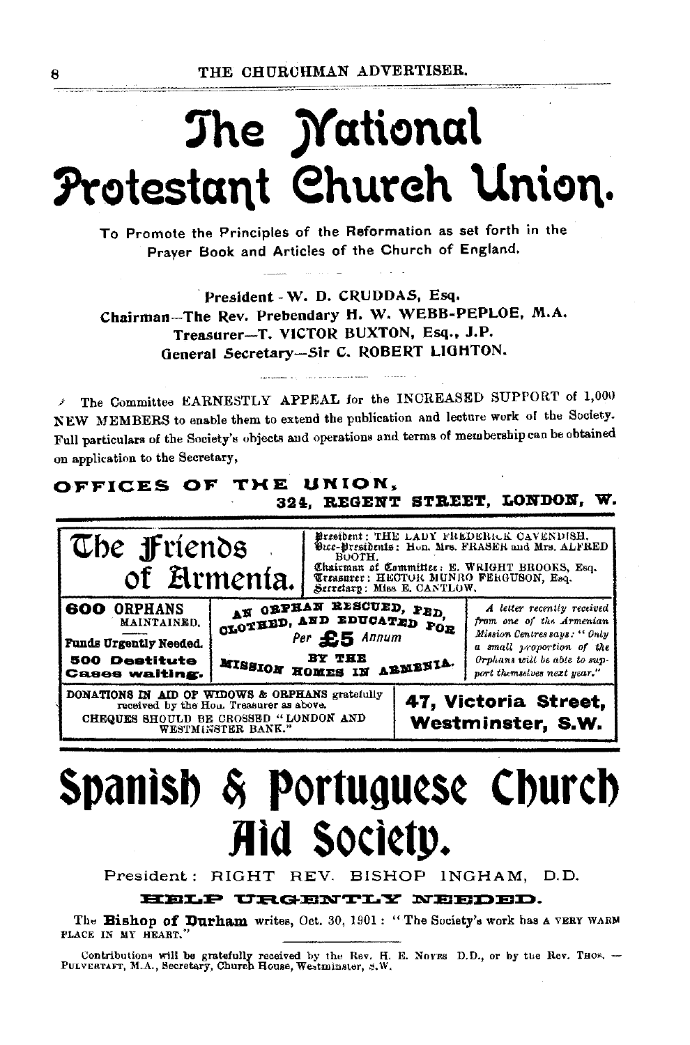# The National Protestant Church Union.

To Promote the Principles of the Reformation as set forth in the Prayer Book and Articles of the Church of England.

President - W. D. CRUDDAS, Esq.
Chairman—The Rev. Prebendary H. W. WEBB-PEPLOE, M.A.
Treasurer—T. VICTOR BUXTON, Esq., J.P.
General Secretary—Sir C. ROBERT LIGHTON.

The Committee EARNESTLY APPEAL for the INCREASED SUPPORT of 1,000 NEW MEMBERS to enable them to extend the publication and lecture work of the Society. Full particulars of the Society's objects and operations and terms of membership can be obtained on application to the Secretary,

**OFFICES OF THE UNION,**
**324, REGENT STREET, LONDON, W.**

---

## The Friends of Armenia.

President: THE LADY FREDERICK CAVENDISH.
Vice-Presidents: Hon. Mrs. FRASER and Mrs. ALFRED BOOTH.
Chairman of Committee: E. WRIGHT BROOKS, Esq.
Treasurer: HECTOR MUNRO FERGUSON, Esq.
Secretary: Miss E. CANTLOW.

**600 ORPHANS** MAINTAINED.

**Funds Urgently Needed.**

**500 Destitute Cases waiting.**

AN ORPHAN RESCUED, FED, CLOTHED, AND EDUCATED FOR *Per* **£5** *Annum* BY THE MISSION HOMES IN ARMENIA.

*A letter recently received from one of the Armenian Mission Centres says: "Only a small proportion of the Orphans will be able to support themselves next year."*

DONATIONS IN AID OF WIDOWS & ORPHANS gratefully received by the Hon. Treasurer as above.
CHEQUES SHOULD BE CROSSED "LONDON AND WESTMINSTER BANK."

**47, Victoria Street, Westminster, S.W.**

---

# Spanish & Portuguese Church Aid Society.

President: RIGHT REV. BISHOP INGHAM, D.D.

**HELP URGENTLY NEEDED.**

The **Bishop of Durham** writes, Oct. 30, 1901: "The Society's work has A VERY WARM PLACE IN MY HEART."

Contributions will be gratefully received by the Rev. H. E. NOYES D.D., or by the Rev. THOS. PULVERTAFT, M.A., Secretary, Church House, Westminster, S.W.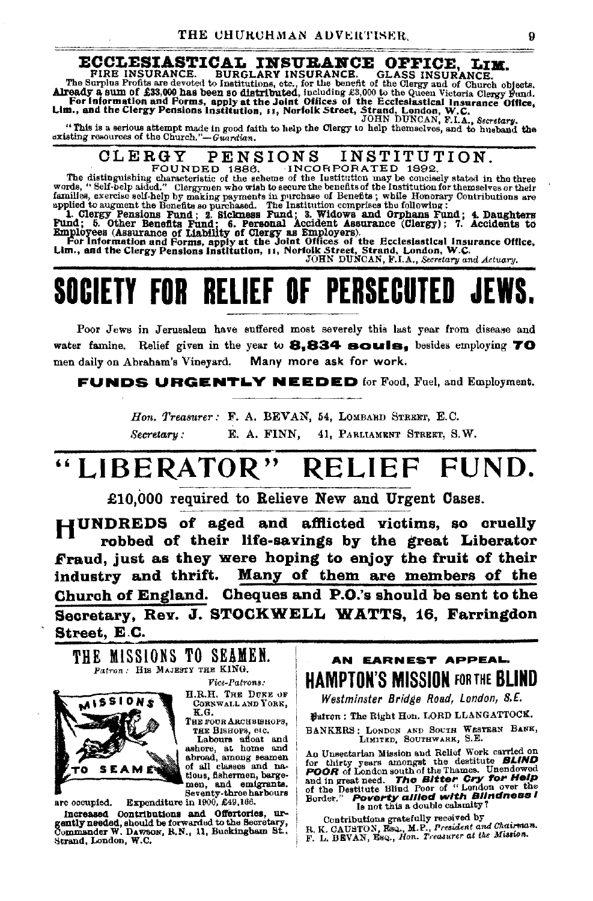# ECCLESIASTICAL INSURANCE OFFICE, LIM.

FIRE INSURANCE. BURGLARY INSURANCE. GLASS INSURANCE.

The Surplus Profits are devoted to Institutions, etc., for the benefit of the Clergy and of Church objects. **Already a sum of £33,000 has been so distributed,** including £3,000 to the Queen Victoria Clergy Fund.

**For Information and Forms, apply at the Joint Offices of the Ecclesiastical Insurance Office, Lim., and the Clergy Pensions Institution, 11, Norfolk Street, Strand, London, W.C.**

JOHN DUNCAN, F.I.A., *Secretary.*

"This is a serious attempt made in good faith to help the Clergy to help themselves, and to husband the existing resources of the Church."—*Guardian.*

# CLERGY PENSIONS INSTITUTION.

FOUNDED 1886. INCORPORATED 1892.

The distinguishing characteristic of the scheme of the Institution may be concisely stated in the three words, "Self-help aided." Clergymen who wish to secure the benefits of the Institution for themselves or their families, exercise self-help by making payments in purchase of Benefits; while Honorary Contributions are applied to augment the Benefits so purchased. The Institution comprises the following:

**1. Clergy Pensions Fund; 2. Sickness Fund; 3. Widows and Orphans Fund; 4. Daughters Fund; 5. Other Benefits Fund; 6. Personal Accident Assurance (Clergy); 7. Accidents to Employees (Assurance of Liability of Clergy as Employers).**

**For Information and Forms, apply at the Joint Offices of the Ecclesiastical Insurance Office, Lim., and the Clergy Pensions Institution, 11, Norfolk Street, Strand, London, W.C.**

JOHN DUNCAN, F.I.A., *Secretary and Actuary.*

# SOCIETY FOR RELIEF OF PERSECUTED JEWS.

Poor Jews in Jerusalem have suffered most severely this last year from disease and water famine. Relief given in the year to **8,834 souls,** besides employing **70** men daily on Abraham's Vineyard. Many more ask for work.

**FUNDS URGENTLY NEEDED** for Food, Fuel, and Employment.

*Hon. Treasurer:* F. A. BEVAN, 54, LOMBARD STREET, E.C.

*Secretary:* E. A. FINN, 41, PARLIAMENT STREET, S.W.

# "LIBERATOR" RELIEF FUND.

**£10,000 required to Relieve New and Urgent Cases.**

**HUNDREDS of aged and afflicted victims, so cruelly robbed of their life-savings by the great Liberator Fraud, just as they were hoping to enjoy the fruit of their industry and thrift. Many of them are members of the Church of England. Cheques and P.O.'s should be sent to the Secretary, Rev. J. STOCKWELL WATTS, 16, Farringdon Street, E.C.**

# THE MISSIONS TO SEAMEN.

*Patron:* HIS MAJESTY THE KING.

*Vice-Patrons:*
H.R.H. THE DUKE OF CORNWALL AND YORK, K.G.
THE FOUR ARCHBISHOPS, THE BISHOPS, etc.

Labours afloat and ashore, at home and abroad, among seamen of all classes and nations, fishermen, bargemen, and emigrants. Seventy-three harbours are occupied. Expenditure in 1900, £49,166.

**Increased Contributions and Offertories, urgently needed,** should be forwarded to the Secretary, Commander W. DAWSON, R.N., 11, Buckingham St., Strand, London, W.C.

**AN EARNEST APPEAL.**

# HAMPTON'S MISSION FOR THE BLIND

*Westminster Bridge Road, London, S.E.*

Patron: The Right Hon. LORD LLANGATTOCK.

BANKERS: LONDON AND SOUTH WESTERN BANK, LIMITED, SOUTHWARK, S.E.

An Unsectarian Mission and Relief Work carried on for thirty years amongst the destitute ***BLIND POOR*** of London south of the Thames. Unendowed and in great need. ***The Bitter Cry for Help*** of the Destitute Blind Poor of "London over the Border." ***Poverty allied with Blindness!*** Is not this a double calamity?

Contributions gratefully received by
R. K. CAUSTON, Esq., M.P., *President and Chairman.*
F. L. BEVAN, Esq., *Hon. Treasurer at the Mission.*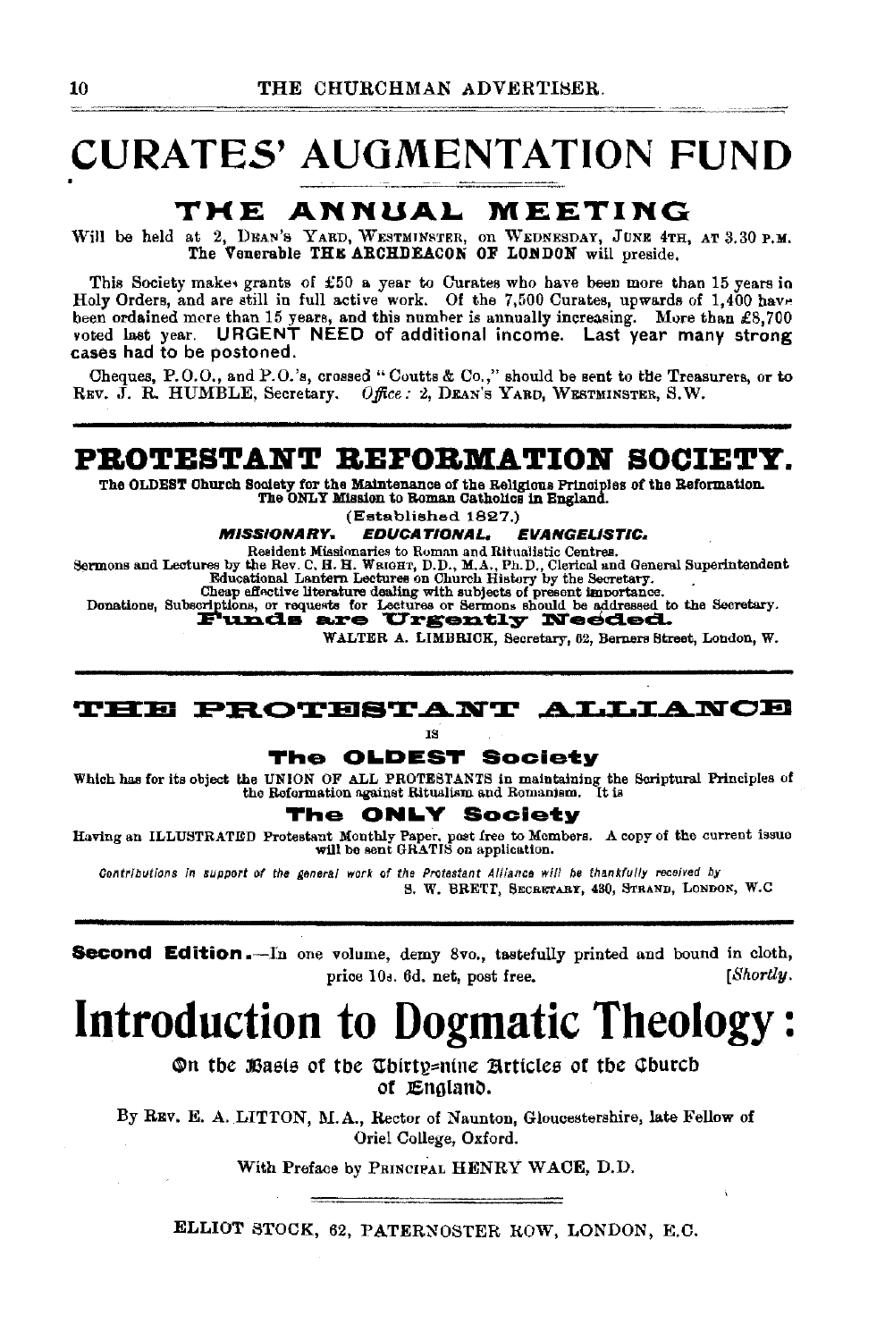# CURATES' AUGMENTATION FUND

## THE ANNUAL MEETING

Will be held at 2, DEAN'S YARD, WESTMINSTER, on WEDNESDAY, JUNE 4TH, AT 3.30 P.M. The Venerable **THE ARCHDEACON OF LONDON** will preside.

This Society makes grants of £50 a year to Curates who have been more than 15 years in Holy Orders, and are still in full active work. Of the 7,500 Curates, upwards of 1,400 have been ordained more than 15 years, and this number is annually increasing. More than £8,700 voted last year. **URGENT NEED of additional income. Last year many strong cases had to be postoned.**

Cheques, P.O.O., and P.O.'s, crossed "Coutts & Co.," should be sent to the Treasurers, or to REV. J. R. HUMBLE, Secretary. *Office*: 2, DEAN'S YARD, WESTMINSTER, S.W.

---

# PROTESTANT REFORMATION SOCIETY.

**The OLDEST Church Society for the Maintenance of the Religious Principles of the Reformation. The ONLY Mission to Roman Catholics in England.**

(Established 1827.)

***MISSIONARY. EDUCATIONAL. EVANGELISTIC.***

Resident Missionaries to Roman and Ritualistic Centres.
Sermons and Lectures by the Rev. C. H. H. WRIGHT, D.D., M.A., Ph.D., Clerical and General Superintendent.
Educational Lantern Lectures on Church History by the Secretary.
Cheap effective literature dealing with subjects of present importance.
Donations, Subscriptions, or requests for Lectures or Sermons should be addressed to the Secretary.

**Funds are Urgently Needed.**

WALTER A. LIMBRICK, Secretary, 62, Berners Street, London, W.

---

# THE PROTESTANT ALLIANCE

IS

### The OLDEST Society

Which has for its object the UNION OF ALL PROTESTANTS in maintaining the Scriptural Principles of the Reformation against Ritualism and Romanism. It is

### The ONLY Society

Having an ILLUSTRATED Protestant Monthly Paper, post free to Members. A copy of the current issue will be sent GRATIS on application.

*Contributions in support of the general work of the Protestant Alliance will be thankfully received by*

S. W. BRETT, SECRETARY, 430, STRAND, LONDON, W.C.

---

**Second Edition.**—In one volume, demy 8vo., tastefully printed and bound in cloth, price 10s. 6d. net, post free. [*Shortly.*

# Introduction to Dogmatic Theology:

### On the Basis of the Thirty-nine Articles of the Church of England.

By REV. E. A. LITTON, M.A., Rector of Naunton, Gloucestershire, late Fellow of Oriel College, Oxford.

With Preface by PRINCIPAL HENRY WACE, D.D.

ELLIOT STOCK, 62, PATERNOSTER ROW, LONDON, E.C.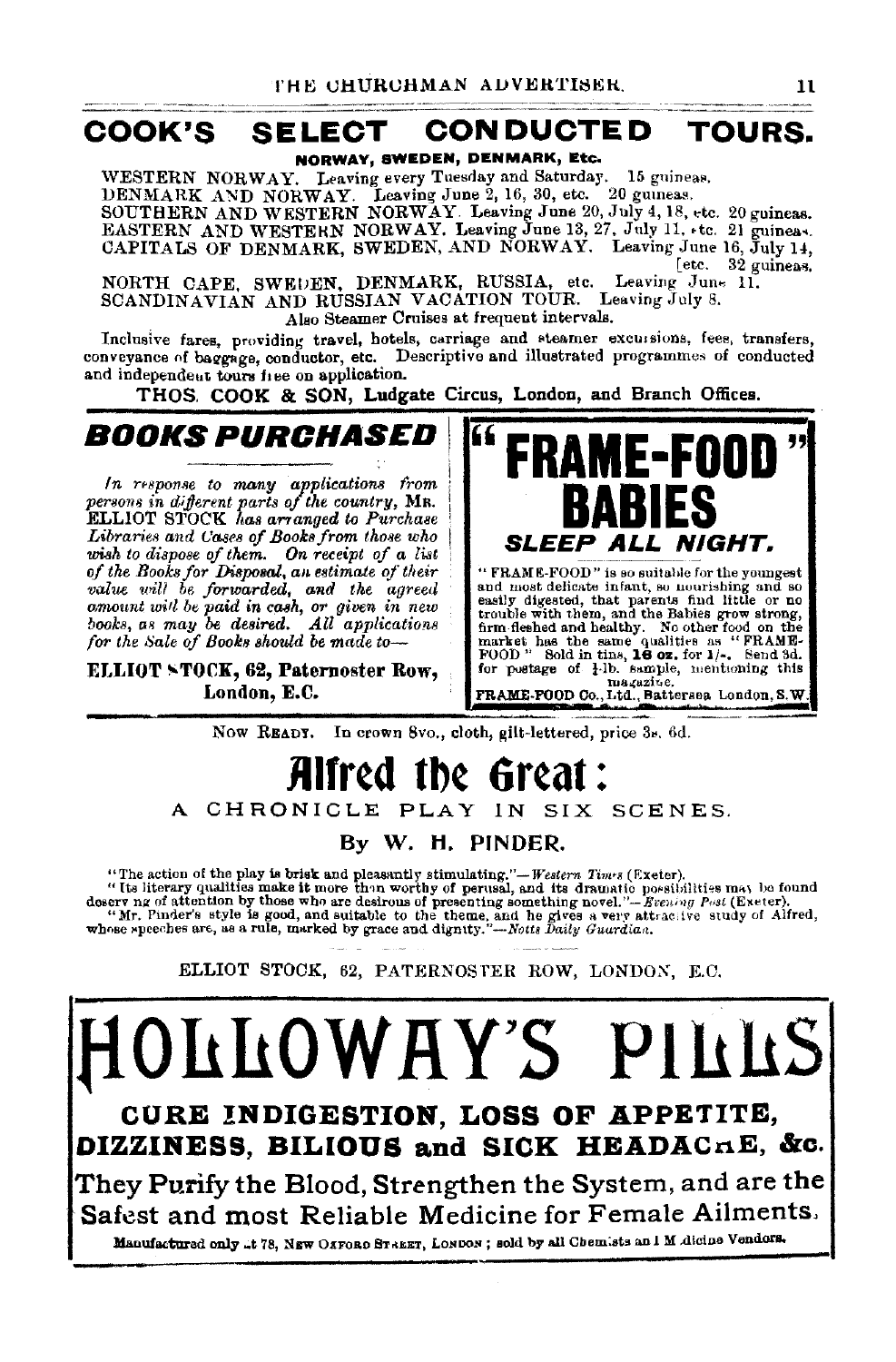## COOK'S SELECT CONDUCTED TOURS.

**NORWAY, SWEDEN, DENMARK, Etc.**

WESTERN NORWAY. Leaving every Tuesday and Saturday. 15 guineas.
DENMARK AND NORWAY. Leaving June 2, 16, 30, etc. 20 guineas.
SOUTHERN AND WESTERN NORWAY. Leaving June 20, July 4, 18, etc. 20 guineas.
EASTERN AND WESTERN NORWAY. Leaving June 13, 27, July 11, etc. 21 guineas.
CAPITALS OF DENMARK, SWEDEN, AND NORWAY. Leaving June 16, July 14, [etc. 32 guineas.
NORTH CAPE, SWEDEN, DENMARK, RUSSIA, etc. Leaving June 11.
SCANDINAVIAN AND RUSSIAN VACATION TOUR. Leaving July 8.

Also Steamer Cruises at frequent intervals.

Inclusive fares, providing travel, hotels, carriage and steamer excursions, fees, transfers, conveyance of baggage, conductor, etc. Descriptive and illustrated programmes of conducted and independent tours free on application.

**THOS. COOK & SON, Ludgate Circus, London, and Branch Offices.**

## BOOKS PURCHASED

*In response to many applications from persons in different parts of the country,* MR. ELLIOT STOCK *has arranged to Purchase Libraries and Cases of Books from those who wish to dispose of them. On receipt of a list of the Books for Disposal, an estimate of their value will be forwarded, and the agreed amount will be paid in cash, or given in new books, as may be desired. All applications for the Sale of Books should be made to—*

**ELLIOT STOCK, 62, Paternoster Row, London, E.C.**

## "FRAME-FOOD" BABIES

### *SLEEP ALL NIGHT.*

"FRAME-FOOD" is so suitable for the youngest and most delicate infant, so nourishing and so easily digested, that parents find little or no trouble with them, and the Babies grow strong, firm-fleshed and healthy. No other food on the market has the same qualities as "FRAME-FOOD." Sold in tins, **16 oz.** for 1/-. Send 3d. for postage of ½-lb. sample, mentioning this magazine.

**FRAME-FOOD Co., Ltd., Battersea, London, S.W.**

---

NOW READY. In crown 8vo., cloth, gilt-lettered, price 3s. 6d.

## Alfred the Great:

### A CHRONICLE PLAY IN SIX SCENES.

**By W. H. PINDER.**

"The action of the play is brisk and pleasantly stimulating."—*Western Times* (Exeter).
"Its literary qualities make it more than worthy of perusal, and its dramatic possibilities may be found deserving of attention by those who are desirous of presenting something novel."—*Evening Post* (Exeter).
"Mr. Pinder's style is good, and suitable to the theme, and he gives a very attractive study of Alfred, whose speeches are, as a rule, marked by grace and dignity."—*Notts Daily Guardian.*

ELLIOT STOCK, 62, PATERNOSTER ROW, LONDON, E.C.

## HOLLOWAY'S PILLS

**CURE INDIGESTION, LOSS OF APPETITE, DIZZINESS, BILIOUS and SICK HEADACHE, &c.**

They Purify the Blood, Strengthen the System, and are the Safest and most Reliable Medicine for Female Ailments.

Manufactured only at 78, NEW OXFORD STREET, LONDON; sold by all Chemists and Medicine Vendors.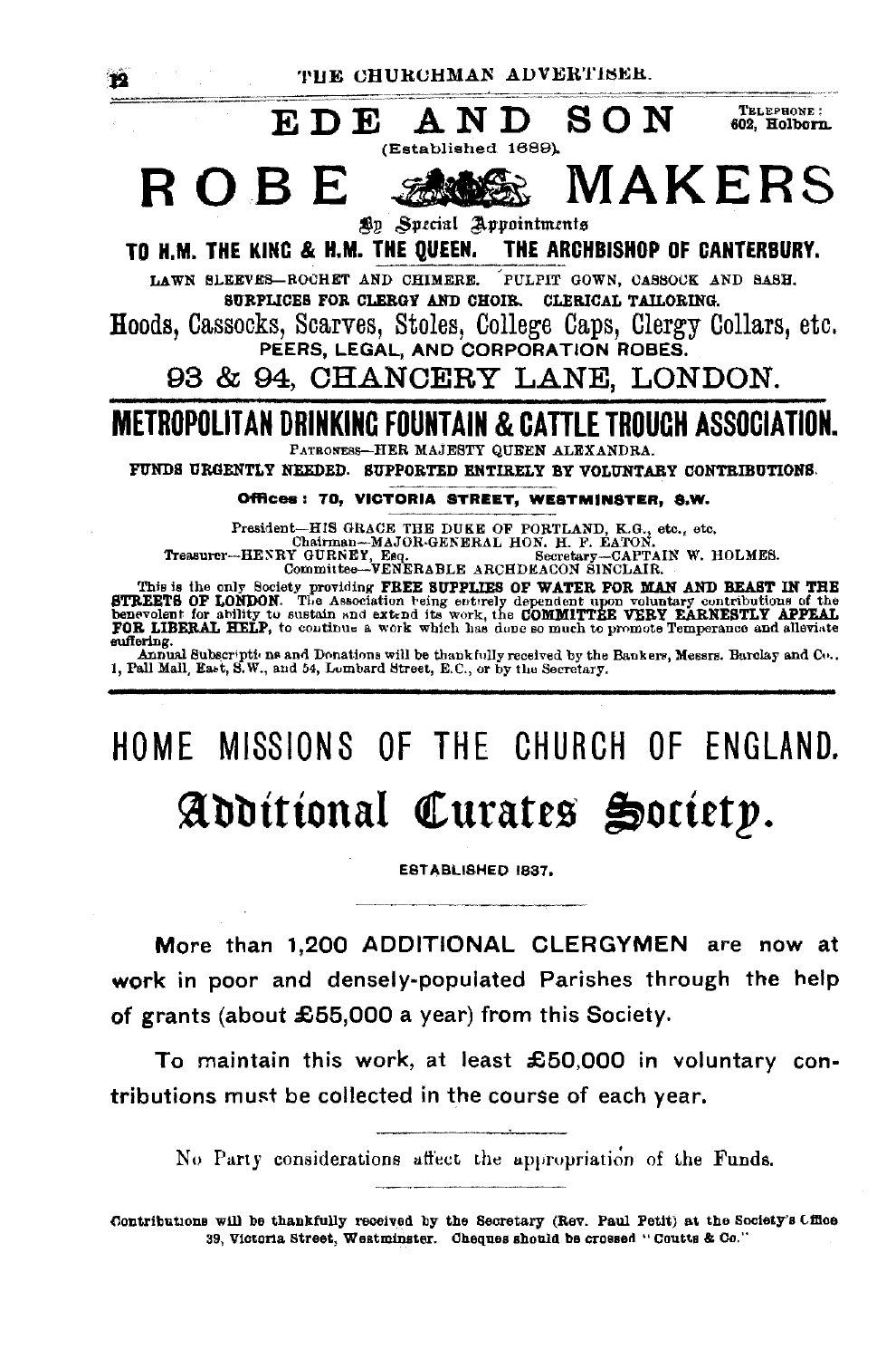# EDE AND SON

TELEPHONE: 602, Holborn.

(Established 1689).

# ROBE MAKERS

By Special Appointments

**TO H.M. THE KING & H.M. THE QUEEN. THE ARCHBISHOP OF CANTERBURY.**

LAWN SLEEVES—ROCHET AND CHIMERE. PULPIT GOWN, CASSOCK AND SASH.
SURPLICES FOR CLERGY AND CHOIR. CLERICAL TAILORING.

Hoods, Cassocks, Scarves, Stoles, College Caps, Clergy Collars, etc.

PEERS, LEGAL, AND CORPORATION ROBES.

## 93 & 94, CHANCERY LANE, LONDON.

---

# METROPOLITAN DRINKING FOUNTAIN & CATTLE TROUGH ASSOCIATION.

PATRONESS—HER MAJESTY QUEEN ALEXANDRA.

FUNDS URGENTLY NEEDED. SUPPORTED ENTIRELY BY VOLUNTARY CONTRIBUTIONS.

**Offices: 70, VICTORIA STREET, WESTMINSTER, S.W.**

President—HIS GRACE THE DUKE OF PORTLAND, K.G., etc., etc.
Chairman—MAJOR-GENERAL HON. H. F. EATON.
Treasurer—HENRY GURNEY, Esq. Secretary—CAPTAIN W. HOLMES.
Committee—VENERABLE ARCHDEACON SINCLAIR.

This is the only Society providing **FREE SUPPLIES OF WATER FOR MAN AND BEAST IN THE STREETS OF LONDON**. The Association being entirely dependent upon voluntary contributions of the benevolent for ability to sustain and extend its work, the **COMMITTEE VERY EARNESTLY APPEAL FOR LIBERAL HELP**, to continue a work which has done so much to promote Temperance and alleviate suffering.

Annual Subscriptions and Donations will be thankfully received by the Bankers, Messrs. Barclay and Co., 1, Pall Mall, East, S.W., and 54, Lombard Street, E.C., or by the Secretary.

---

# HOME MISSIONS OF THE CHURCH OF ENGLAND.

# Additional Curates Society.

ESTABLISHED 1837.

More than 1,200 ADDITIONAL CLERGYMEN are now at work in poor and densely-populated Parishes through the help of grants (about £55,000 a year) from this Society.

To maintain this work, at least £50,000 in voluntary contributions must be collected in the course of each year.

No Party considerations affect the appropriation of the Funds.

Contributions will be thankfully received by the Secretary (Rev. Paul Petit) at the Society's Office 39, Victoria Street, Westminster. Cheques should be crossed "Coutts & Co."